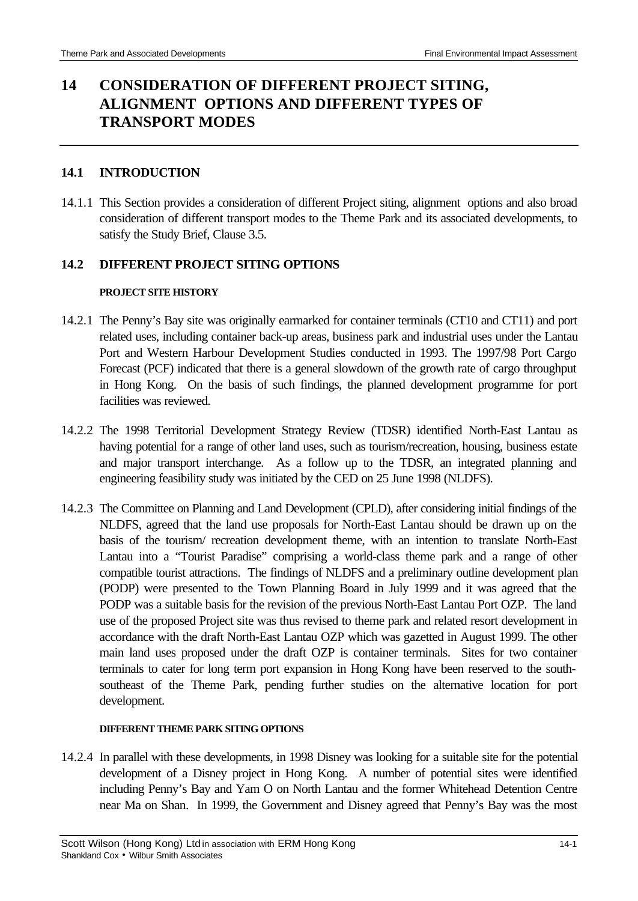# 14 CONSIDERATION OF DIFFERENT PROJECT SITING, ALIGNMENT OPTIONS AND DIFFERENT TYPES OF TRANSPORT MODES

## 14.1 INTRODUCTION

14.1.1 This Section provides a consideration of different Project siting, alignment options and also broad consideration of different transport modes to the Theme Park and its associated developments, to satisfy the Study Brief, Clause 3.5.

## 14.2 DIFFERENT PROJECT SITING OPTIONS

#### PROJECT SITE HISTORY

14.2.1 The Penny's Bay site was originally earmarked for container terminals (CT10 and CT11) and port related uses, including container back-up areas, business park and industrial uses under the Lantau Port and Western Harbour Development Studies conducted in 1993. The 1997/98 Port Cargo Forecast (PCF) indicated that there is a general slowdown of the growth rate of cargo throughput in Hong Kong. On the basis of such findings, the planned development programme for port facilities was reviewed.

14.2.2 The 1998 Territorial Development Strategy Review (TDSR) identified North-East Lantau as having potential for a range of other land uses, such as tourism/recreation, housing, business estate and major transport interchange. As a follow up to the TDSR, an integrated planning and engineering feasibility study was initiated by the CED on 25 June 1998 (NLDFS).

14.2.3 The Committee on Planning and Land Development (CPLD), after considering initial findings of the NLDFS, agreed that the land use proposals for North-East Lantau should be drawn up on the basis of the tourism/ recreation development theme, with an intention to translate North-East Lantau into a "Tourist Paradise" comprising a world-class theme park and a range of other compatible tourist attractions. The findings of NLDFS and a preliminary outline development plan (PODP) were presented to the Town Planning Board in July 1999 and it was agreed that the PODP was a suitable basis for the revision of the previous North-East Lantau Port OZP. The land use of the proposed Project site was thus revised to theme park and related resort development in accordance with the draft North-East Lantau OZP which was gazetted in August 1999. The other main land uses proposed under the draft OZP is container terminals. Sites for two container terminals to cater for long term port expansion in Hong Kong have been reserved to the south-southeast of the Theme Park, pending further studies on the alternative location for port development.

#### DIFFERENT THEME PARK SITING OPTIONS

14.2.4 In parallel with these developments, in 1998 Disney was looking for a suitable site for the potential development of a Disney project in Hong Kong. A number of potential sites were identified including Penny's Bay and Yam O on North Lantau and the former Whitehead Detention Centre near Ma on Shan. In 1999, the Government and Disney agreed that Penny's Bay was the most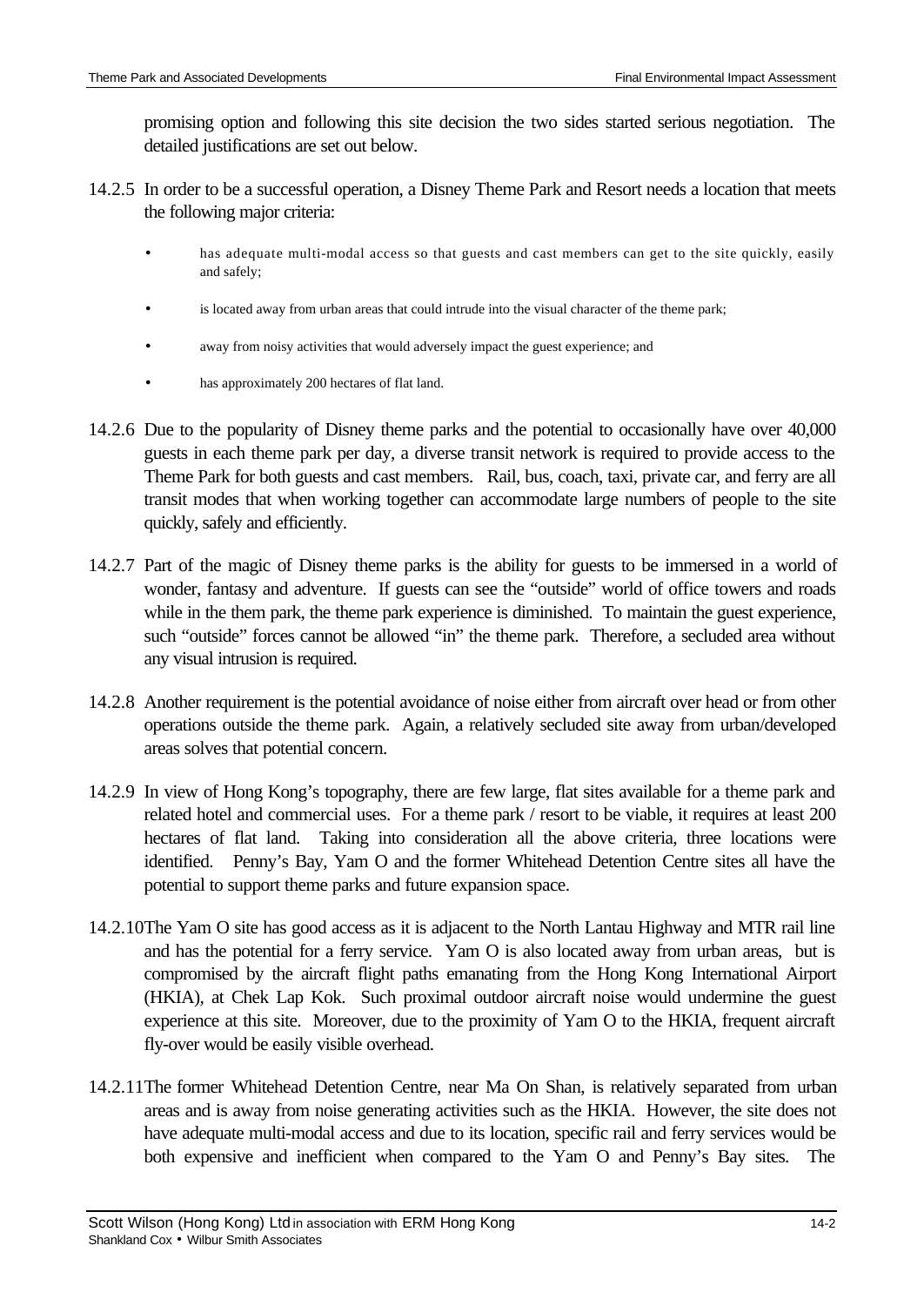promising option and following this site decision the two sides started serious negotiation. The detailed justifications are set out below.

14.2.5 In order to be a successful operation, a Disney Theme Park and Resort needs a location that meets the following major criteria:

- has adequate multi-modal access so that guests and cast members can get to the site quickly, easily and safely;
- is located away from urban areas that could intrude into the visual character of the theme park;
- away from noisy activities that would adversely impact the guest experience; and
- has approximately 200 hectares of flat land.

14.2.6 Due to the popularity of Disney theme parks and the potential to occasionally have over 40,000 guests in each theme park per day, a diverse transit network is required to provide access to the Theme Park for both guests and cast members. Rail, bus, coach, taxi, private car, and ferry are all transit modes that when working together can accommodate large numbers of people to the site quickly, safely and efficiently.

14.2.7 Part of the magic of Disney theme parks is the ability for guests to be immersed in a world of wonder, fantasy and adventure. If guests can see the "outside" world of office towers and roads while in the them park, the theme park experience is diminished. To maintain the guest experience, such "outside" forces cannot be allowed "in" the theme park. Therefore, a secluded area without any visual intrusion is required.

14.2.8 Another requirement is the potential avoidance of noise either from aircraft over head or from other operations outside the theme park. Again, a relatively secluded site away from urban/developed areas solves that potential concern.

14.2.9 In view of Hong Kong's topography, there are few large, flat sites available for a theme park and related hotel and commercial uses. For a theme park / resort to be viable, it requires at least 200 hectares of flat land. Taking into consideration all the above criteria, three locations were identified. Penny's Bay, Yam O and the former Whitehead Detention Centre sites all have the potential to support theme parks and future expansion space.

14.2.10 The Yam O site has good access as it is adjacent to the North Lantau Highway and MTR rail line and has the potential for a ferry service. Yam O is also located away from urban areas, but is compromised by the aircraft flight paths emanating from the Hong Kong International Airport (HKIA), at Chek Lap Kok. Such proximal outdoor aircraft noise would undermine the guest experience at this site. Moreover, due to the proximity of Yam O to the HKIA, frequent aircraft fly-over would be easily visible overhead.

14.2.11 The former Whitehead Detention Centre, near Ma On Shan, is relatively separated from urban areas and is away from noise generating activities such as the HKIA. However, the site does not have adequate multi-modal access and due to its location, specific rail and ferry services would be both expensive and inefficient when compared to the Yam O and Penny's Bay sites. The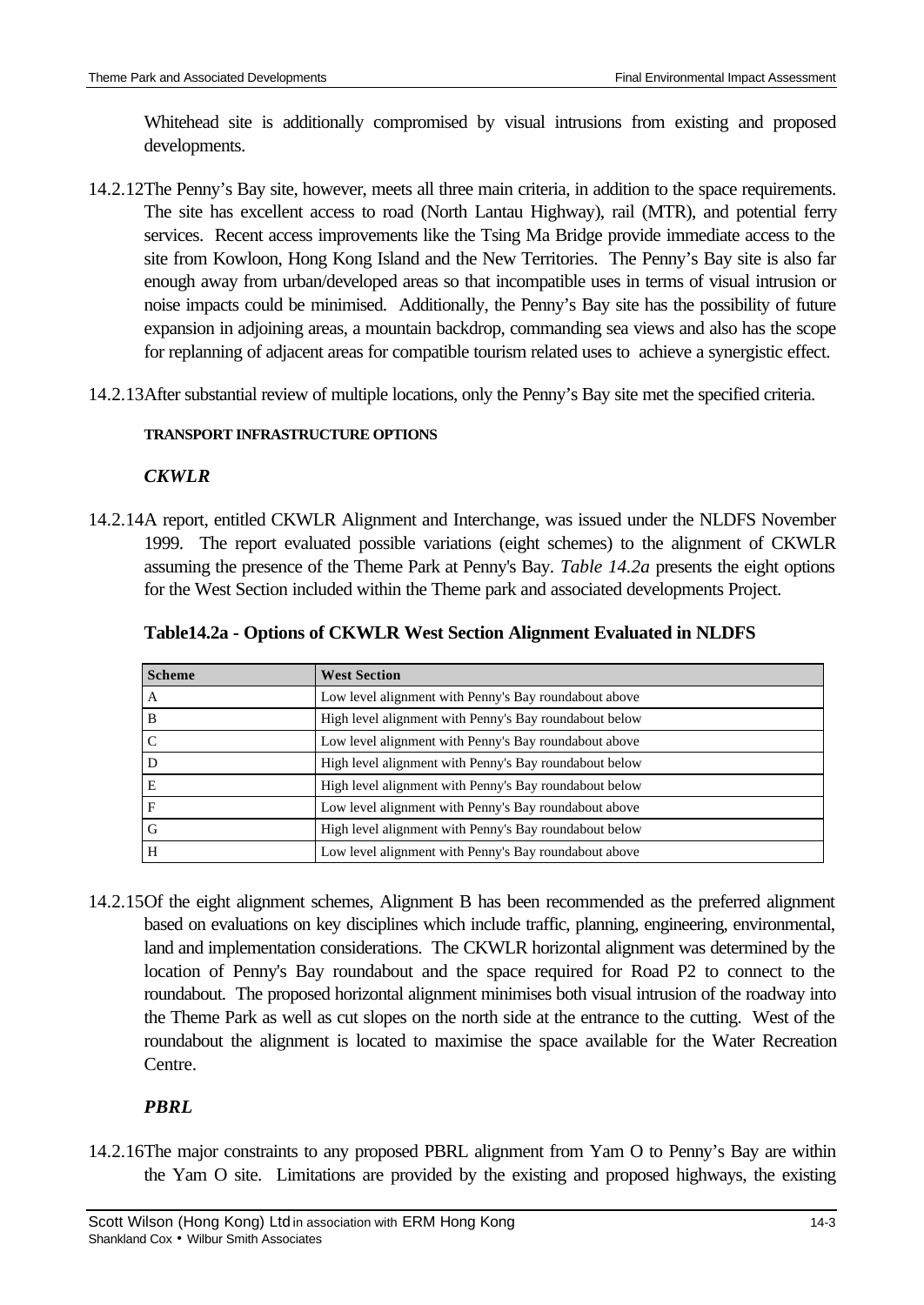Whitehead site is additionally compromised by visual intrusions from existing and proposed developments.

14.2.12 The Penny's Bay site, however, meets all three main criteria, in addition to the space requirements. The site has excellent access to road (North Lantau Highway), rail (MTR), and potential ferry services. Recent access improvements like the Tsing Ma Bridge provide immediate access to the site from Kowloon, Hong Kong Island and the New Territories. The Penny's Bay site is also far enough away from urban/developed areas so that incompatible uses in terms of visual intrusion or noise impacts could be minimised. Additionally, the Penny's Bay site has the possibility of future expansion in adjoining areas, a mountain backdrop, commanding sea views and also has the scope for replanning of adjacent areas for compatible tourism related uses to achieve a synergistic effect.

14.2.13 After substantial review of multiple locations, only the Penny's Bay site met the specified criteria.

#### TRANSPORT INFRASTRUCTURE OPTIONS

***CKWLR***

14.2.14 A report, entitled CKWLR Alignment and Interchange, was issued under the NLDFS November 1999. The report evaluated possible variations (eight schemes) to the alignment of CKWLR assuming the presence of the Theme Park at Penny's Bay. *Table 14.2a* presents the eight options for the West Section included within the Theme park and associated developments Project.

**Table14.2a - Options of CKWLR West Section Alignment Evaluated in NLDFS**

| Scheme | West Section |
|---|---|
| A | Low level alignment with Penny's Bay roundabout above |
| B | High level alignment with Penny's Bay roundabout below |
| C | Low level alignment with Penny's Bay roundabout above |
| D | High level alignment with Penny's Bay roundabout below |
| E | High level alignment with Penny's Bay roundabout below |
| F | Low level alignment with Penny's Bay roundabout above |
| G | High level alignment with Penny's Bay roundabout below |
| H | Low level alignment with Penny's Bay roundabout above |

14.2.15 Of the eight alignment schemes, Alignment B has been recommended as the preferred alignment based on evaluations on key disciplines which include traffic, planning, engineering, environmental, land and implementation considerations. The CKWLR horizontal alignment was determined by the location of Penny's Bay roundabout and the space required for Road P2 to connect to the roundabout. The proposed horizontal alignment minimises both visual intrusion of the roadway into the Theme Park as well as cut slopes on the north side at the entrance to the cutting. West of the roundabout the alignment is located to maximise the space available for the Water Recreation Centre.

***PBRL***

14.2.16 The major constraints to any proposed PBRL alignment from Yam O to Penny's Bay are within the Yam O site. Limitations are provided by the existing and proposed highways, the existing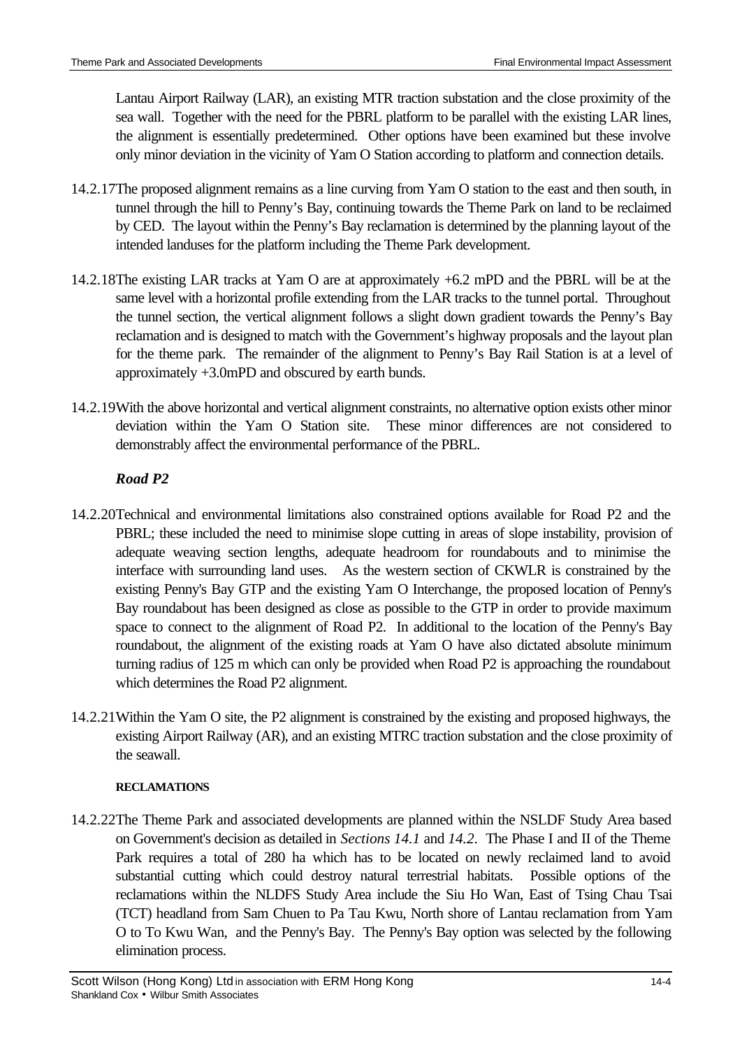Lantau Airport Railway (LAR), an existing MTR traction substation and the close proximity of the sea wall. Together with the need for the PBRL platform to be parallel with the existing LAR lines, the alignment is essentially predetermined. Other options have been examined but these involve only minor deviation in the vicinity of Yam O Station according to platform and connection details.

14.2.17 The proposed alignment remains as a line curving from Yam O station to the east and then south, in tunnel through the hill to Penny's Bay, continuing towards the Theme Park on land to be reclaimed by CED. The layout within the Penny's Bay reclamation is determined by the planning layout of the intended landuses for the platform including the Theme Park development.

14.2.18 The existing LAR tracks at Yam O are at approximately +6.2 mPD and the PBRL will be at the same level with a horizontal profile extending from the LAR tracks to the tunnel portal. Throughout the tunnel section, the vertical alignment follows a slight down gradient towards the Penny's Bay reclamation and is designed to match with the Government's highway proposals and the layout plan for the theme park. The remainder of the alignment to Penny's Bay Rail Station is at a level of approximately +3.0mPD and obscured by earth bunds.

14.2.19 With the above horizontal and vertical alignment constraints, no alternative option exists other minor deviation within the Yam O Station site. These minor differences are not considered to demonstrably affect the environmental performance of the PBRL.

### *Road P2*

14.2.20 Technical and environmental limitations also constrained options available for Road P2 and the PBRL; these included the need to minimise slope cutting in areas of slope instability, provision of adequate weaving section lengths, adequate headroom for roundabouts and to minimise the interface with surrounding land uses. As the western section of CKWLR is constrained by the existing Penny's Bay GTP and the existing Yam O Interchange, the proposed location of Penny's Bay roundabout has been designed as close as possible to the GTP in order to provide maximum space to connect to the alignment of Road P2. In additional to the location of the Penny's Bay roundabout, the alignment of the existing roads at Yam O have also dictated absolute minimum turning radius of 125 m which can only be provided when Road P2 is approaching the roundabout which determines the Road P2 alignment.

14.2.21 Within the Yam O site, the P2 alignment is constrained by the existing and proposed highways, the existing Airport Railway (AR), and an existing MTRC traction substation and the close proximity of the seawall.

#### RECLAMATIONS

14.2.22 The Theme Park and associated developments are planned within the NSLDF Study Area based on Government's decision as detailed in *Sections 14.1* and *14.2*. The Phase I and II of the Theme Park requires a total of 280 ha which has to be located on newly reclaimed land to avoid substantial cutting which could destroy natural terrestrial habitats. Possible options of the reclamations within the NLDFS Study Area include the Siu Ho Wan, East of Tsing Chau Tsai (TCT) headland from Sam Chuen to Pa Tau Kwu, North shore of Lantau reclamation from Yam O to To Kwu Wan, and the Penny's Bay. The Penny's Bay option was selected by the following elimination process.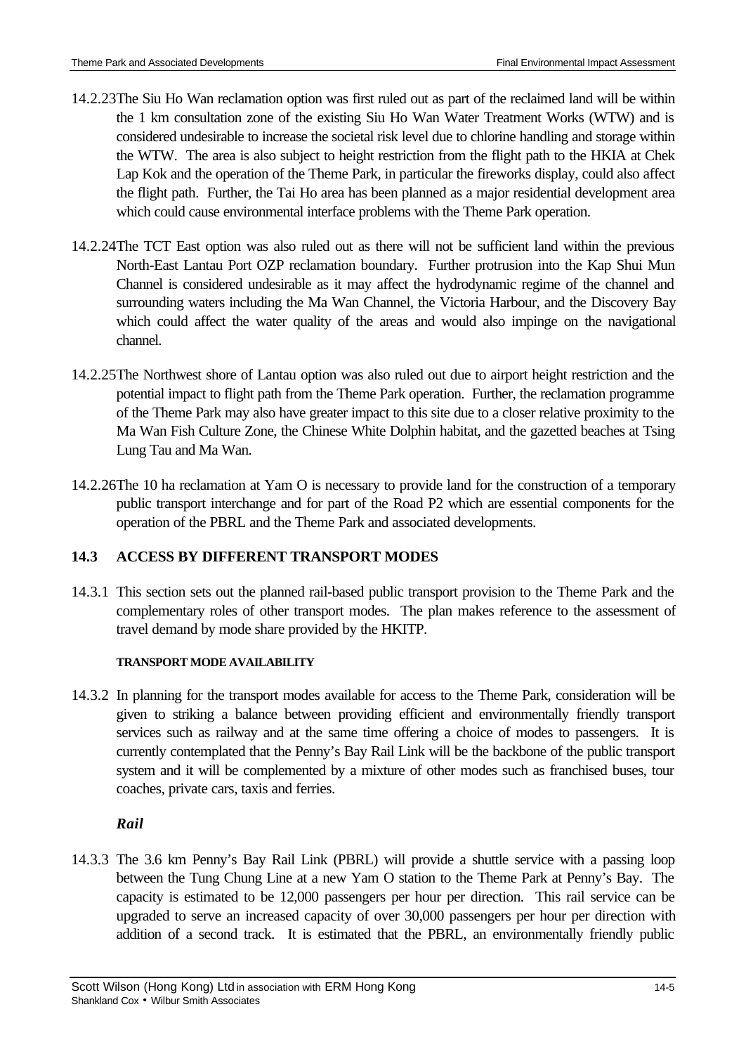14.2.23 The Siu Ho Wan reclamation option was first ruled out as part of the reclaimed land will be within the 1 km consultation zone of the existing Siu Ho Wan Water Treatment Works (WTW) and is considered undesirable to increase the societal risk level due to chlorine handling and storage within the WTW. The area is also subject to height restriction from the flight path to the HKIA at Chek Lap Kok and the operation of the Theme Park, in particular the fireworks display, could also affect the flight path. Further, the Tai Ho area has been planned as a major residential development area which could cause environmental interface problems with the Theme Park operation.

14.2.24 The TCT East option was also ruled out as there will not be sufficient land within the previous North-East Lantau Port OZP reclamation boundary. Further protrusion into the Kap Shui Mun Channel is considered undesirable as it may affect the hydrodynamic regime of the channel and surrounding waters including the Ma Wan Channel, the Victoria Harbour, and the Discovery Bay which could affect the water quality of the areas and would also impinge on the navigational channel.

14.2.25 The Northwest shore of Lantau option was also ruled out due to airport height restriction and the potential impact to flight path from the Theme Park operation. Further, the reclamation programme of the Theme Park may also have greater impact to this site due to a closer relative proximity to the Ma Wan Fish Culture Zone, the Chinese White Dolphin habitat, and the gazetted beaches at Tsing Lung Tau and Ma Wan.

14.2.26 The 10 ha reclamation at Yam O is necessary to provide land for the construction of a temporary public transport interchange and for part of the Road P2 which are essential components for the operation of the PBRL and the Theme Park and associated developments.

## 14.3 ACCESS BY DIFFERENT TRANSPORT MODES

14.3.1 This section sets out the planned rail-based public transport provision to the Theme Park and the complementary roles of other transport modes. The plan makes reference to the assessment of travel demand by mode share provided by the HKITP.

#### TRANSPORT MODE AVAILABILITY

14.3.2 In planning for the transport modes available for access to the Theme Park, consideration will be given to striking a balance between providing efficient and environmentally friendly transport services such as railway and at the same time offering a choice of modes to passengers. It is currently contemplated that the Penny's Bay Rail Link will be the backbone of the public transport system and it will be complemented by a mixture of other modes such as franchised buses, tour coaches, private cars, taxis and ferries.

***Rail***

14.3.3 The 3.6 km Penny's Bay Rail Link (PBRL) will provide a shuttle service with a passing loop between the Tung Chung Line at a new Yam O station to the Theme Park at Penny's Bay. The capacity is estimated to be 12,000 passengers per hour per direction. This rail service can be upgraded to serve an increased capacity of over 30,000 passengers per hour per direction with addition of a second track. It is estimated that the PBRL, an environmentally friendly public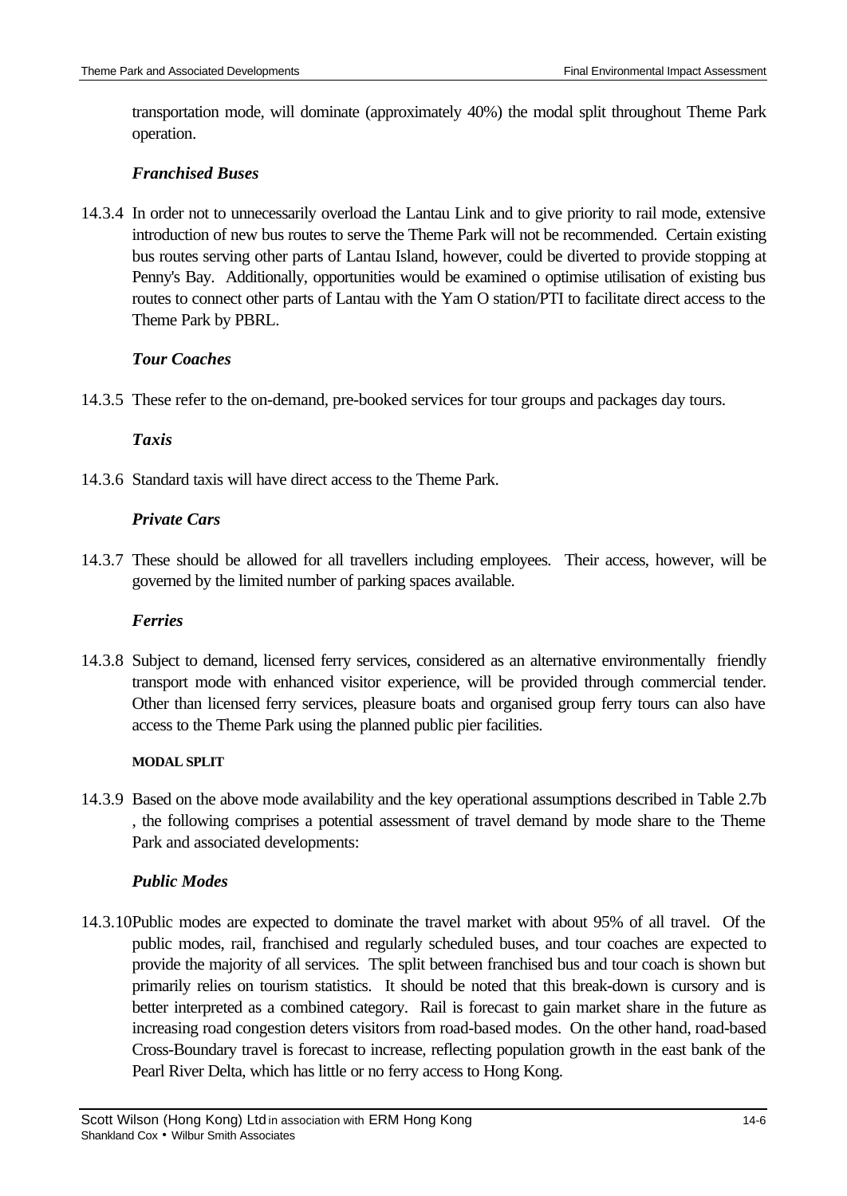transportation mode, will dominate (approximately 40%) the modal split throughout Theme Park operation.

### *Franchised Buses*

14.3.4 In order not to unnecessarily overload the Lantau Link and to give priority to rail mode, extensive introduction of new bus routes to serve the Theme Park will not be recommended. Certain existing bus routes serving other parts of Lantau Island, however, could be diverted to provide stopping at Penny's Bay. Additionally, opportunities would be examined o optimise utilisation of existing bus routes to connect other parts of Lantau with the Yam O station/PTI to facilitate direct access to the Theme Park by PBRL.

### *Tour Coaches*

14.3.5 These refer to the on-demand, pre-booked services for tour groups and packages day tours.

### *Taxis*

14.3.6 Standard taxis will have direct access to the Theme Park.

### *Private Cars*

14.3.7 These should be allowed for all travellers including employees. Their access, however, will be governed by the limited number of parking spaces available.

### *Ferries*

14.3.8 Subject to demand, licensed ferry services, considered as an alternative environmentally friendly transport mode with enhanced visitor experience, will be provided through commercial tender. Other than licensed ferry services, pleasure boats and organised group ferry tours can also have access to the Theme Park using the planned public pier facilities.

#### MODAL SPLIT

14.3.9 Based on the above mode availability and the key operational assumptions described in Table 2.7b , the following comprises a potential assessment of travel demand by mode share to the Theme Park and associated developments:

### *Public Modes*

14.3.10 Public modes are expected to dominate the travel market with about 95% of all travel. Of the public modes, rail, franchised and regularly scheduled buses, and tour coaches are expected to provide the majority of all services. The split between franchised bus and tour coach is shown but primarily relies on tourism statistics. It should be noted that this break-down is cursory and is better interpreted as a combined category. Rail is forecast to gain market share in the future as increasing road congestion deters visitors from road-based modes. On the other hand, road-based Cross-Boundary travel is forecast to increase, reflecting population growth in the east bank of the Pearl River Delta, which has little or no ferry access to Hong Kong.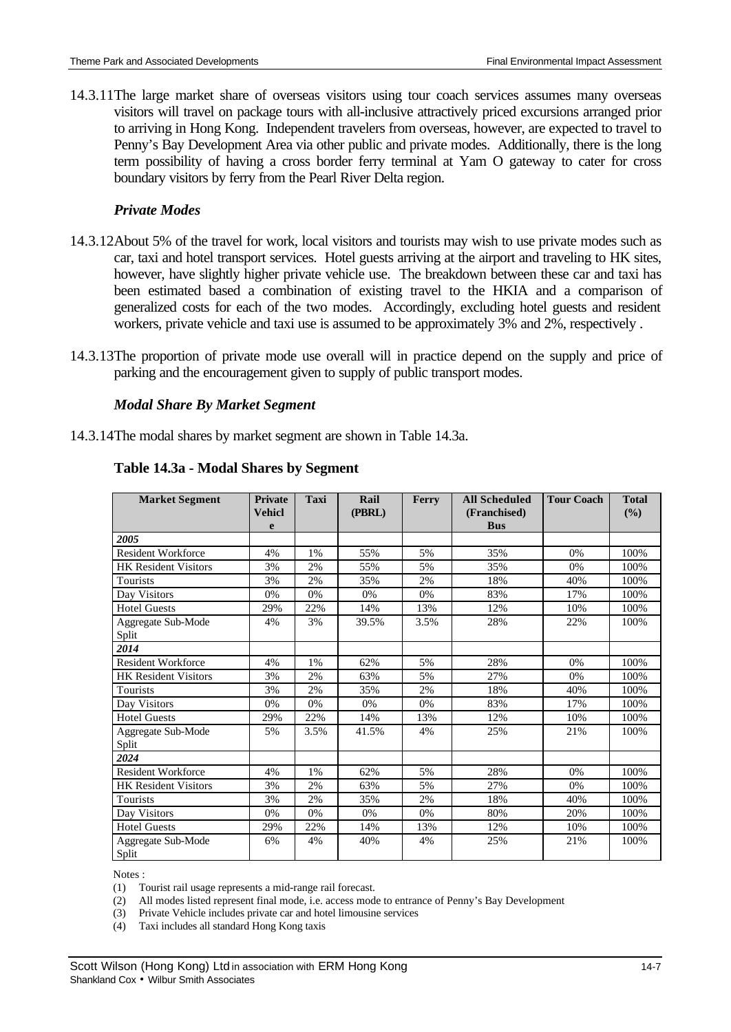14.3.11 The large market share of overseas visitors using tour coach services assumes many overseas visitors will travel on package tours with all-inclusive attractively priced excursions arranged prior to arriving in Hong Kong. Independent travelers from overseas, however, are expected to travel to Penny's Bay Development Area via other public and private modes. Additionally, there is the long term possibility of having a cross border ferry terminal at Yam O gateway to cater for cross boundary visitors by ferry from the Pearl River Delta region.

### *Private Modes*

14.3.12 About 5% of the travel for work, local visitors and tourists may wish to use private modes such as car, taxi and hotel transport services. Hotel guests arriving at the airport and traveling to HK sites, however, have slightly higher private vehicle use. The breakdown between these car and taxi has been estimated based a combination of existing travel to the HKIA and a comparison of generalized costs for each of the two modes. Accordingly, excluding hotel guests and resident workers, private vehicle and taxi use is assumed to be approximately 3% and 2%, respectively .

14.3.13 The proportion of private mode use overall will in practice depend on the supply and price of parking and the encouragement given to supply of public transport modes.

### *Modal Share By Market Segment*

14.3.14 The modal shares by market segment are shown in Table 14.3a.

**Table 14.3a - Modal Shares by Segment**

| Market Segment | Private Vehicle | Taxi | Rail (PBRL) | Ferry | All Scheduled (Franchised) Bus | Tour Coach | Total (%) |
|---|---|---|---|---|---|---|---|
| ***2005*** | | | | | | | |
| Resident Workforce | 4% | 1% | 55% | 5% | 35% | 0% | 100% |
| HK Resident Visitors | 3% | 2% | 55% | 5% | 35% | 0% | 100% |
| Tourists | 3% | 2% | 35% | 2% | 18% | 40% | 100% |
| Day Visitors | 0% | 0% | 0% | 0% | 83% | 17% | 100% |
| Hotel Guests | 29% | 22% | 14% | 13% | 12% | 10% | 100% |
| Aggregate Sub-Mode Split | 4% | 3% | 39.5% | 3.5% | 28% | 22% | 100% |
| ***2014*** | | | | | | | |
| Resident Workforce | 4% | 1% | 62% | 5% | 28% | 0% | 100% |
| HK Resident Visitors | 3% | 2% | 63% | 5% | 27% | 0% | 100% |
| Tourists | 3% | 2% | 35% | 2% | 18% | 40% | 100% |
| Day Visitors | 0% | 0% | 0% | 0% | 83% | 17% | 100% |
| Hotel Guests | 29% | 22% | 14% | 13% | 12% | 10% | 100% |
| Aggregate Sub-Mode Split | 5% | 3.5% | 41.5% | 4% | 25% | 21% | 100% |
| ***2024*** | | | | | | | |
| Resident Workforce | 4% | 1% | 62% | 5% | 28% | 0% | 100% |
| HK Resident Visitors | 3% | 2% | 63% | 5% | 27% | 0% | 100% |
| Tourists | 3% | 2% | 35% | 2% | 18% | 40% | 100% |
| Day Visitors | 0% | 0% | 0% | 0% | 80% | 20% | 100% |
| Hotel Guests | 29% | 22% | 14% | 13% | 12% | 10% | 100% |
| Aggregate Sub-Mode Split | 6% | 4% | 40% | 4% | 25% | 21% | 100% |

Notes :

(1) Tourist rail usage represents a mid-range rail forecast.

(2) All modes listed represent final mode, i.e. access mode to entrance of Penny's Bay Development

(3) Private Vehicle includes private car and hotel limousine services

(4) Taxi includes all standard Hong Kong taxis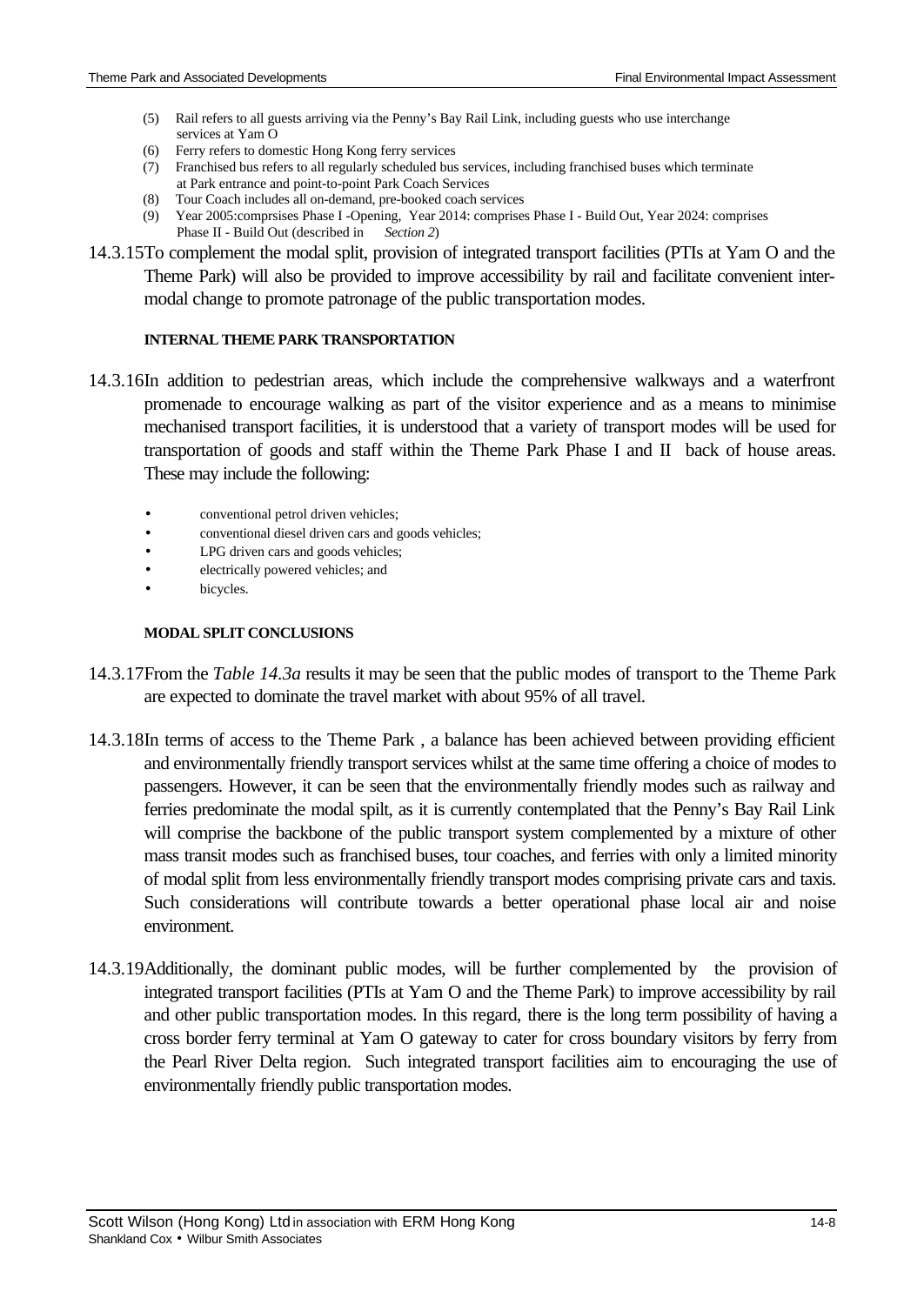(5) Rail refers to all guests arriving via the Penny's Bay Rail Link, including guests who use interchange services at Yam O
(6) Ferry refers to domestic Hong Kong ferry services
(7) Franchised bus refers to all regularly scheduled bus services, including franchised buses which terminate at Park entrance and point-to-point Park Coach Services
(8) Tour Coach includes all on-demand, pre-booked coach services
(9) Year 2005:comprsises Phase I -Opening, Year 2014: comprises Phase I - Build Out, Year 2024: comprises Phase II - Build Out (described in *Section 2*)

14.3.15 To complement the modal split, provision of integrated transport facilities (PTIs at Yam O and the Theme Park) will also be provided to improve accessibility by rail and facilitate convenient inter-modal change to promote patronage of the public transportation modes.

#### INTERNAL THEME PARK TRANSPORTATION

14.3.16 In addition to pedestrian areas, which include the comprehensive walkways and a waterfront promenade to encourage walking as part of the visitor experience and as a means to minimise mechanised transport facilities, it is understood that a variety of transport modes will be used for transportation of goods and staff within the Theme Park Phase I and II back of house areas. These may include the following:

- conventional petrol driven vehicles;
- conventional diesel driven cars and goods vehicles;
- LPG driven cars and goods vehicles;
- electrically powered vehicles; and
- bicycles.

#### MODAL SPLIT CONCLUSIONS

14.3.17 From the *Table 14.3a* results it may be seen that the public modes of transport to the Theme Park are expected to dominate the travel market with about 95% of all travel.

14.3.18 In terms of access to the Theme Park , a balance has been achieved between providing efficient and environmentally friendly transport services whilst at the same time offering a choice of modes to passengers. However, it can be seen that the environmentally friendly modes such as railway and ferries predominate the modal spilt, as it is currently contemplated that the Penny's Bay Rail Link will comprise the backbone of the public transport system complemented by a mixture of other mass transit modes such as franchised buses, tour coaches, and ferries with only a limited minority of modal split from less environmentally friendly transport modes comprising private cars and taxis. Such considerations will contribute towards a better operational phase local air and noise environment.

14.3.19 Additionally, the dominant public modes, will be further complemented by the provision of integrated transport facilities (PTIs at Yam O and the Theme Park) to improve accessibility by rail and other public transportation modes. In this regard, there is the long term possibility of having a cross border ferry terminal at Yam O gateway to cater for cross boundary visitors by ferry from the Pearl River Delta region. Such integrated transport facilities aim to encouraging the use of environmentally friendly public transportation modes.